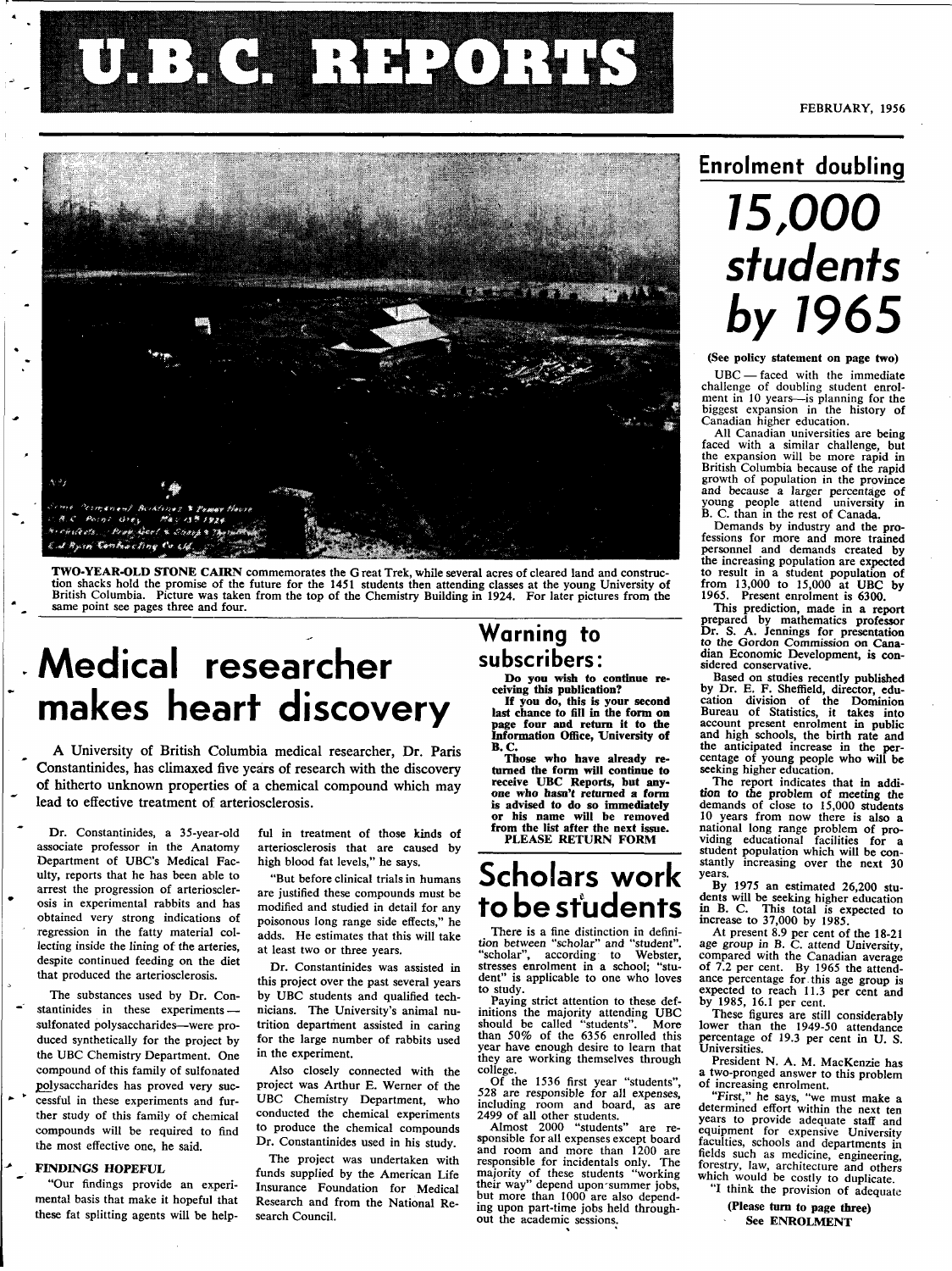# U.B.C. REPORTS

FEBRUARY, 1956

TWO-YEAR-OLD STONE CAIRN commemorates the Great Trek, while several acres of cleared land and construction shacks hold the promise of the future for the 1451 students then attending classes at the young University of British Columbia. Picture was taken from the top of the Chemistry Building in 1924. For later pictures from the same point see pages three and four.

# Medical researcher makes heart discovery

A University of British Columbia medical researcher, Dr. Paris Constantinides, has climaxed five years of research with the discovery of hitherto unknown properties of a chemical compound which may lead to effective treatment of arteriosclerosis.

Dr. Constantinides, a 35-year-old associate professor in the Anatomy Department of UBC's Medical Faculty, reports that he has been able to arrest the progression of arteriosclerosis in experimental rabbits and has obtained very strong indications of regression in the fatty material collecting inside the lining of the arteries, despite continued feeding on the diet that produced the arteriosclerosis.

The substances used by Dr. Constantinides in these experiments—sulfonated polysaccharides—were produced synthetically for the project by the UBC Chemistry Department. One compound of this family of sulfonated polysaccharides has proved very successful in these experiments and further study of this family of chemical compounds will be required to find the most effective one, he said.

### FINDINGS HOPEFUL

"Our findings provide an experimental basis that make it hopeful that these fat splitting agents will be helpful in treatment of those kinds of arteriosclerosis that are caused by high blood fat levels," he says.

"But before clinical trials in humans are justified these compounds must be modified and studied in detail for any poisonous long range side effects," he adds. He estimates that this will take at least two or three years.

Dr. Constantinides was assisted in this project over the past several years by UBC students and qualified technicians. The University's animal nutrition department assisted in caring for the large number of rabbits used in the experiment.

Also closely connected with the project was Arthur E. Werner of the UBC Chemistry Department, who conducted the chemical experiments to produce the chemical compounds Dr. Constantinides used in his study.

The project was undertaken with funds supplied by the American Life Insurance Foundation for Medical Research and from the National Research Council.

## Warning to subscribers:

**Do you wish to continue receiving this publication?**

**If you do, this is your second last chance to fill in the form on page four and return it to the Information Office, University of B. C.**

**Those who have already returned the form will continue to receive UBC Reports, but anyone who hasn't returned a form is advised to do so immediately or his name will be removed from the list after the next issue.**

**PLEASE RETURN FORM**

# Scholars work to be students

There is a fine distinction in definition between "scholar" and "student". "scholar", according to Webster, stresses enrolment in a school; "student" is applicable to one who loves to study.

Paying strict attention to these definitions the majority attending UBC should be called "students". More than 50% of the 6356 enrolled this year have enough desire to learn that they are working themselves through college.

Of the 1536 first year "students", 528 are responsible for all expenses, including room and board, as are 2499 of all other students.

Almost 2000 "students" are responsible for all expenses except board and room and more than 1200 are responsible for incidentals only. The majority of these students "working their way" depend upon summer jobs, but more than 1000 are also depending upon part-time jobs held throughout the academic sessions.

## Enrolment doubling

# *15,000 students by 1965*

**(See policy statement on page two)**

UBC — faced with the immediate challenge of doubling student enrolment in 10 years—is planning for the biggest expansion in the history of Canadian higher education.

All Canadian universities are being faced with a similar challenge, but the expansion will be more rapid in British Columbia because of the rapid growth of population in the province and because a larger percentage of young people attend university in B. C. than in the rest of Canada.

Demands by industry and the professions for more and more trained personnel and demands created by the increasing population are expected to result in a student population of from 13,000 to 15,000 at UBC by 1965. Present enrolment is 6300.

This prediction, made in a report prepared by mathematics professor Dr. S. A. Jennings for presentation to the Gordon Commission on Canadian Economic Development, is considered conservative.

Based on studies recently published by Dr. E. F. Sheffield, director, education division of the Dominion Bureau of Statistics, it takes into account present enrolment in public and high schools, the birth rate and the anticipated increase in the percentage of young people who will be seeking higher education.

The report indicates that in addition to the problem of meeting the demands of close to 15,000 students 10 years from now there is also a national long range problem of providing educational facilities for a student population which will be constantly increasing over the next 30 years.

By 1975 an estimated 26,200 students will be seeking higher education in B. C. This total is expected to increase to 37,000 by 1985.

At present 8.9 per cent of the 18-21 age group in B. C. attend University, compared with the Canadian average of 7.2 per cent. By 1965 the attendance percentage for this age group is expected to reach 11.3 per cent and by 1985, 16.1 per cent.

These figures are still considerably lower than the 1949-50 attendance percentage of 19.3 per cent in U. S. Universities.

President N. A. M. MacKenzie has a two-pronged answer to this problem of increasing enrolment.

"First," he says, "we must make a determined effort within the next ten years to provide adequate staff and equipment for expensive University faculties, schools and departments in fields such as medicine, engineering, forestry, law, architecture and others which would be costly to duplicate.

"I think the provision of adequate

**(Please turn to page three)**
**See ENROLMENT**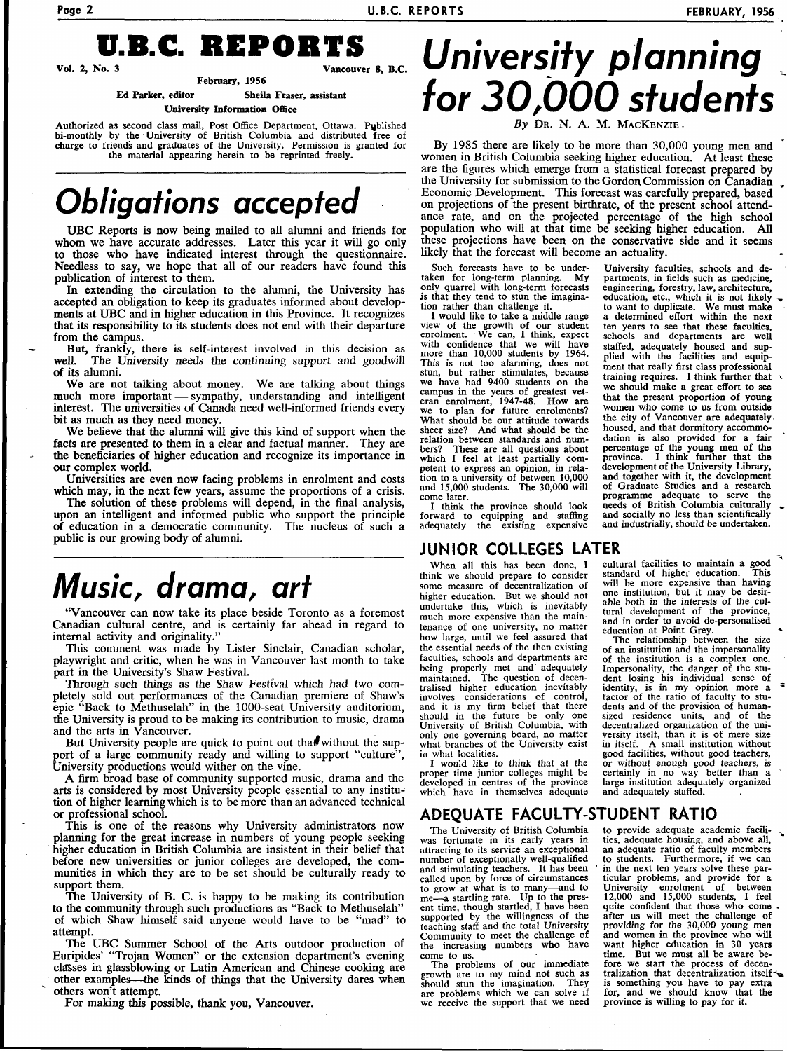# U.B.C. REPORTS

Vol. 2, No. 3 — Vancouver 8, B.C.

February, 1956

Ed Parker, editor — Sheila Fraser, assistant

University Information Office

Authorized as second class mail, Post Office Department, Ottawa. Published bi-monthly by the University of British Columbia and distributed free of charge to friends and graduates of the University. Permission is granted for the material appearing herein to be reprinted freely.

# *Obligations accepted*

UBC Reports is now being mailed to all alumni and friends for whom we have accurate addresses. Later this year it will go only to those who have indicated interest through the questionnaire. Needless to say, we hope that all of our readers have found this publication of interest to them.

In extending the circulation to the alumni, the University has accepted an obligation to keep its graduates informed about developments at UBC and in higher education in this Province. It recognizes that its responsibility to its students does not end with their departure from the campus.

But, frankly, there is self-interest involved in this decision as well. The University needs the continuing support and goodwill of its alumni.

We are not talking about money. We are talking about things much more important — sympathy, understanding and intelligent interest. The universities of Canada need well-informed friends every bit as much as they need money.

We believe that the alumni will give this kind of support when the facts are presented to them in a clear and factual manner. They are the beneficiaries of higher education and recognize its importance in our complex world.

Universities are even now facing problems in enrolment and costs which may, in the next few years, assume the proportions of a crisis.

The solution of these problems will depend, in the final analysis, upon an intelligent and informed public who support the principle of education in a democratic community. The nucleus of such a public is our growing body of alumni.

# *Music, drama, art*

"Vancouver can now take its place beside Toronto as a foremost Canadian cultural centre, and is certainly far ahead in regard to internal activity and originality."

This comment was made by Lister Sinclair, Canadian scholar, playwright and critic, when he was in Vancouver last month to take part in the University's Shaw Festival.

Through such things as the Shaw Festival which had two completely sold out performances of the Canadian premiere of Shaw's epic "Back to Methuselah" in the 1000-seat University auditorium, the University is proud to be making its contribution to music, drama and the arts in Vancouver.

But University people are quick to point out that without the support of a large community ready and willing to support "culture", University productions would wither on the vine.

A firm broad base of community supported music, drama and the arts is considered by most University people essential to any institution of higher learning which is to be more than an advanced technical or professional school.

This is one of the reasons why University administrators now planning for the great increase in numbers of young people seeking higher education in British Columbia are insistent in their belief that before new universities or junior colleges are developed, the communities in which they are to be set should be culturally ready to support them.

The University of B. C. is happy to be making its contribution to the community through such productions as "Back to Methuselah" of which Shaw himself said anyone would have to be "mad" to attempt.

The UBC Summer School of the Arts outdoor production of Euripides' "Trojan Women" or the extension department's evening classes in glassblowing or Latin American and Chinese cooking are other examples—the kinds of things that the University dares when others won't attempt.

For making this possible, thank you, Vancouver.

# *University planning for 30,000 students*

*By* Dr. N. A. M. MacKenzie

By 1985 there are likely to be more than 30,000 young men and women in British Columbia seeking higher education. At least these are the figures which emerge from a statistical forecast prepared by the University for submission to the Gordon Commission on Canadian Economic Development. This forecast was carefully prepared, based on projections of the present birthrate, of the present school attendance rate, and on the projected percentage of the high school population who will at that time be seeking higher education. All these projections have been on the conservative side and it seems likely that the forecast will become an actuality.

Such forecasts have to be undertaken for long-term planning. My only quarrel with long-term forecasts is that they tend to stun the imagination rather than challenge it.

I would like to take a middle range view of the growth of our student enrolment. We can, I think, expect with confidence that we will have more than 10,000 students by 1964. This is not too alarming, does not stun, but rather stimulates, because we have had 9400 students on the campus in the years of greatest veteran enrolment, 1947-48. How are we to plan for future enrolments? What should be our attitude towards sheer size? And what should be the relation between standards and numbers? These are all questions about which I feel at least partially competent to express an opinion, in relation to a university of between 10,000 and 15,000 students. The 30,000 will come later.

I think the province should look forward to equipping and staffing adequately the existing expensive University faculties, schools and departments, in fields such as medicine, engineering, forestry, law, architecture, education, etc., which it is not likely to want to duplicate. We must make a determined effort within the next ten years to see that these faculties, schools and departments are well staffed, adequately housed and supplied with the facilities and equipment that really first class professional training requires. I think further that we should make a great effort to see that the present proportion of young women who come to us from outside the city of Vancouver are adequately housed, and that dormitory accommodation is also provided for a fair percentage of the young men of the province. I think further that the development of the University Library, and together with it, the development of Graduate Studies and a research programme adequate to serve the needs of British Columbia culturally and socially no less than scientifically and industrially, should be undertaken.

## JUNIOR COLLEGES LATER

When all this has been done, I think we should prepare to consider some measure of decentralization of higher education. But we should not undertake this, which is inevitably much more expensive than the maintenance of one university, no matter how large, until we feel assured that the essential needs of the then existing faculties, schools and departments are being properly met and adequately maintained. The question of decentralised higher education inevitably involves considerations of control, and it is my firm belief that there should in the future be only one University of British Columbia, with only one governing board, no matter what branches of the University exist in what localities.

I would like to think that at the proper time junior colleges might be developed in centres of the province which have in themselves adequate cultural facilities to maintain a good standard of higher education. This will be more expensive than having one institution, but it may be desirable both in the interests of the cultural development of the province, and in order to avoid de-personalised education at Point Grey.

The relationship between the size of an institution and the impersonality of the institution is a complex one. Impersonality, the danger of the student losing his individual sense of identity, is in my opinion more a factor of the ratio of faculty to students and of the provision of human-sized residence units, and of the decentralized organization of the university itself, than it is of mere size in itself. A small institution without good facilities, without good teachers, or without enough good teachers, is certainly in no way better than a large institution adequately organized and adequately staffed.

## ADEQUATE FACULTY-STUDENT RATIO

The University of British Columbia was fortunate in its early years in attracting to its service an exceptional number of exceptionally well-qualified and stimulating teachers. It has been called upon by force of circumstances to grow at what is to many—and to me—a startling rate. Up to the present time, though startled, I have been supported by the willingness of the teaching staff and the total University Community to meet the challenge of the increasing numbers who have come to us.

The problems of our immediate growth are to my mind not such as should stun the imagination. They are problems which we can solve if we receive the support that we need to provide adequate academic facilities, adequate housing, and above all, an adequate ratio of faculty members to students. Furthermore, if we can in the next ten years solve these particular problems, and provide for a University enrolment of between 12,000 and 15,000 students, I feel quite confident that those who come after us will meet the challenge of providing for the 30,000 young men and women in the province who will want higher education in 30 years time. But we must all be aware before we start the process of decentralization that decentralization itself is something you have to pay extra for, and we should know that the province is willing to pay for it.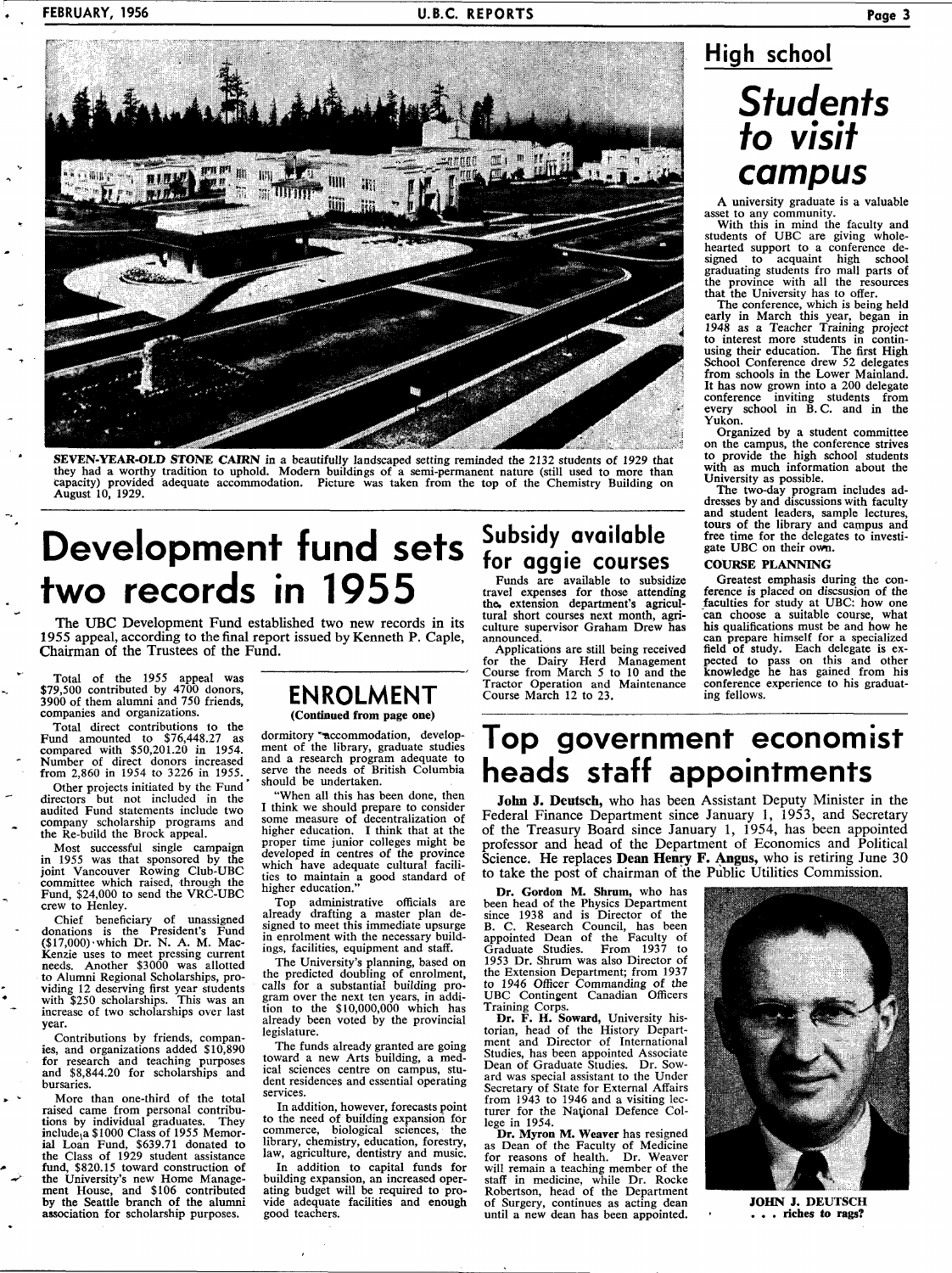SEVEN-YEAR-OLD STONE CAIRN in a beautifully landscaped setting reminded the 2132 students of 1929 that they had a worthy tradition to uphold. Modern buildings of a semi-permanent nature (still used to more than capacity) provided adequate accommodation. Picture was taken from the top of the Chemistry Building on August 10, 1929.

# Development fund sets two records in 1955

The UBC Development Fund established two new records in its 1955 appeal, according to the final report issued by Kenneth P. Caple, Chairman of the Trustees of the Fund.

Total of the 1955 appeal was $79,500 contributed by 4700 donors, 3900 of them alumni and 750 friends, companies and organizations.

Total direct contributions to the Fund amounted to $76,448.27 as compared with $50,201.20 in 1954. Number of direct donors increased from 2,860 in 1954 to 3226 in 1955.

Other projects initiated by the Fund directors but not included in the audited Fund statements include two company scholarship programs and the Re-build the Brock appeal.

Most successful single campaign in 1955 was that sponsored by the joint Vancouver Rowing Club-UBC committee which raised, through the Fund, $24,000 to send the VRC-UBC crew to Henley.

Chief beneficiary of unassigned donations is the President's Fund ($17,000) which Dr. N. A. M. MacKenzie uses to meet pressing current needs. Another $3000 was allotted to Alumni Regional Scholarships, providing 12 deserving first year students with $250 scholarships. This was an increase of two scholarships over last year.

Contributions by friends, companies, and organizations added $10,890 for research and teaching purposes and $8,844.20 for scholarships and bursaries.

More than one-third of the total raised came from personal contributions by individual graduates. They include a $1000 Class of 1955 Memorial Loan Fund, $639.71 donated to the Class of 1929 student assistance fund, $820.15 toward construction of the University's new Home Management House, and $106 contributed by the Seattle branch of the alumni association for scholarship purposes.

## ENROLMENT

**(Continued from page one)**

dormitory accommodation, development of the library, graduate studies and a research program adequate to serve the needs of British Columbia should be undertaken.

"When all this has been done, then I think we should prepare to consider some measure of decentralization of higher education. I think that at the proper time junior colleges might be developed in centres of the province which have adequate cultural facilities to maintain a good standard of higher education."

Top administrative officials are already drafting a master plan designed to meet this immediate upsurge in enrolment with the necessary buildings, facilities, equipment and staff.

The University's planning, based on the predicted doubling of enrolment, calls for a substantial building program over the next ten years, in addition to the $10,000,000 which has already been voted by the provincial legislature.

The funds already granted are going toward a new Arts building, a medical sciences centre on campus, student residences and essential operating services.

In addition, however, forecasts point to the need of building expansion for commerce, biological sciences, the library, chemistry, education, forestry, law, agriculture, dentistry and music.

In addition to capital funds for building expansion, an increased operating budget will be required to provide adequate facilities and enough good teachers.

## Subsidy available for aggie courses

Funds are available to subsidize travel expenses for those attending the extension department's agriculture short courses next month, agriculture supervisor Graham Drew has announced.

Applications are still being received for the Dairy Herd Management Course from March 5 to 10 and the Tractor Operation and Maintenance Course March 12 to 23.

## High school

# *Students to visit campus*

A university graduate is a valuable asset to any community.

With this in mind the faculty and students of UBC are giving whole-hearted support to a conference designed to acquaint high school graduating students fro mall parts of the province with all the resources that the University has to offer.

The conference, which is being held early in March this year, began in 1948 as a Teacher Training project to interest more students in continuing their education. The first High School Conference drew 52 delegates from schools in the Lower Mainland. It has now grown into a 200 delegate conference inviting students from every school in B.C. and in the Yukon.

Organized by a student committee on the campus, the conference strives to provide the high school students with as much information about the University as possible.

The two-day program includes addresses by and discussions with faculty and student leaders, sample lectures, tours of the library and campus and free time for the delegates to investigate UBC on their own.

**COURSE PLANNING**

Greatest emphasis during the conference is placed on discsusion of the faculties for study at UBC: how one can choose a suitable course, what his qualifications must be and how he can prepare himself for a specialized field of study. Each delegate is expected to pass on this and other knowledge he has gained from his conference experience to his graduating fellows.

# Top government economist heads staff appointments

**John J. Deutsch**, who has been Assistant Deputy Minister in the Federal Finance Department since January 1, 1953, and Secretary of the Treasury Board since January 1, 1954, has been appointed professor and head of the Department of Economics and Political Science. He replaces **Dean Henry F. Angus**, who is retiring June 30 to take the post of chairman of the Public Utilities Commission.

**Dr. Gordon M. Shrum**, who has been head of the Physics Department since 1938 and is Director of the B. C. Research Council, has been appointed Dean of the Faculty of Graduate Studies. From 1937 to 1953 Dr. Shrum was also Director of the Extension Department; from 1937 to 1946 Officer Commanding of the UBC Contingent Canadian Officers Training Corps.

**Dr. F. H. Soward**, University historian, head of the History Department and Director of International Studies, has been appointed Associate Dean of Graduate Studies. Dr. Soward was special assistant to the Under Secretary of State for External Affairs from 1943 to 1946 and a visiting lecturer for the National Defence College in 1954.

**Dr. Myron M. Weaver** has resigned as Dean of the Faculty of Medicine for reasons of health. Dr. Weaver will remain a teaching member of the staff in medicine, while Dr. Rocke Robertson, head of the Department of Surgery, continues as acting dean until a new dean has been appointed.

JOHN J. DEUTSCH
. . . riches to rags?